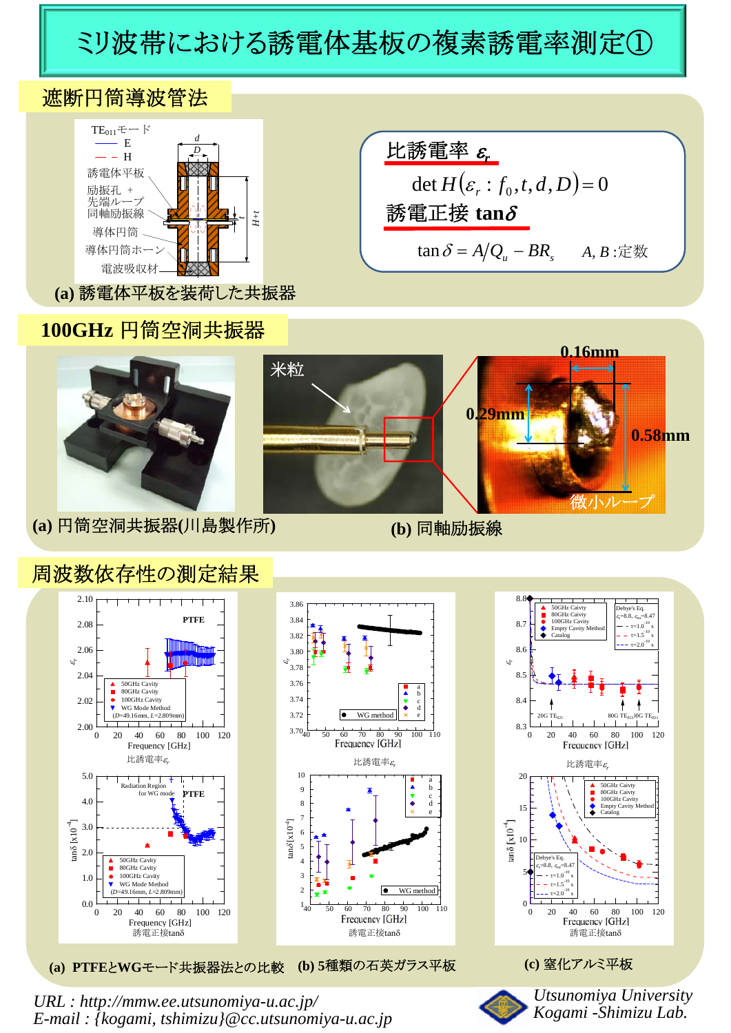# ミリ波帯における誘電体基板の複素誘電率測定①

## 遮断円筒導波管法

TE$_{011}$モード
E
H
誘電体平板
励振孔 + 先端ループ同軸励振線
導体円筒
導体円筒ホーン
電波吸収材

**(a)** 誘電体平板を装荷した共振器

**比誘電率 $\varepsilon_r$**

$$\det H(\varepsilon_r : f_0, t, d, D) = 0$$

**誘電正接 $\tan\delta$**

$$\tan\delta = A/Q_u - BR_s \qquad A, B:\text{定数}$$

## 100GHz 円筒空洞共振器

米粒

0.16mm

0.29mm

0.58mm

微小ループ

**(a)** 円筒空洞共振器(川島製作所)

**(b)** 同軸励振線

## 周波数依存性の測定結果

**(a)** PTFEとWGモード共振器法との比較

**(b)** 5種類の石英ガラス平板

**(c)** 窒化アルミ平板

*URL : http://mmw.ee.utsunomiya-u.ac.jp/*
*E-mail : {kogami, tshimizu}@cc.utsunomiya-u.ac.jp*

*Utsunomiya University*
*Kogami -Shimizu Lab.*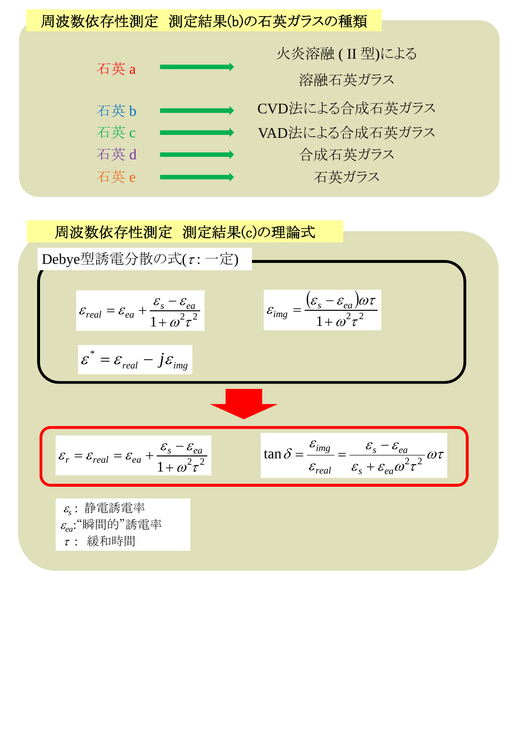## 周波数依存性測定　測定結果(b)の石英ガラスの種類

- 石英 a → 火炎溶融 ( II 型)による溶融石英ガラス
- 石英 b → CVD法による合成石英ガラス
- 石英 c → VAD法による合成石英ガラス
- 石英 d → 合成石英ガラス
- 石英 e → 石英ガラス

## 周波数依存性測定　測定結果(c)の理論式

Debye型誘電分散の式($\tau$: 一定)

$$\varepsilon_{real} = \varepsilon_{ea} + \frac{\varepsilon_s - \varepsilon_{ea}}{1 + \omega^2 \tau^2}$$

$$\varepsilon_{img} = \frac{(\varepsilon_s - \varepsilon_{ea})\omega\tau}{1 + \omega^2 \tau^2}$$

$$\varepsilon^* = \varepsilon_{real} - j\varepsilon_{img}$$

$$\varepsilon_r = \varepsilon_{real} = \varepsilon_{ea} + \frac{\varepsilon_s - \varepsilon_{ea}}{1 + \omega^2 \tau^2}$$

$$\tan\delta = \frac{\varepsilon_{img}}{\varepsilon_{real}} = \frac{\varepsilon_s - \varepsilon_{ea}}{\varepsilon_s + \varepsilon_{ea}\omega^2\tau^2}\omega\tau$$

$\varepsilon_s$: 静電誘電率
$\varepsilon_{ea}$:“瞬間的”誘電率
$\tau$: 緩和時間